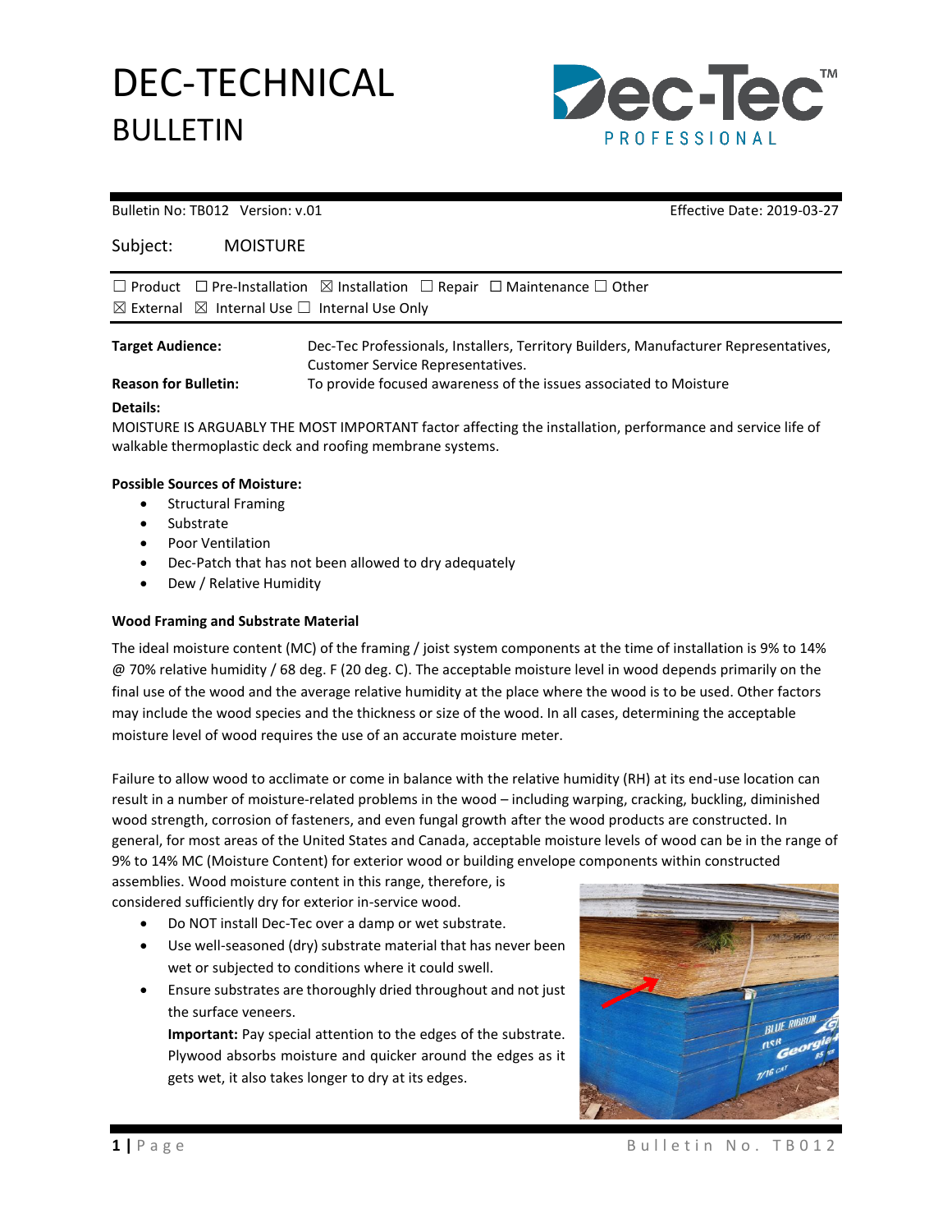# DEC-TECHNICAL BULLETIN

Bulletin No: TB012 Version: v.01 Effective Date: 2019-03-27

Subject: MOISTURE

☐ Product ☐ Pre-Installation ☒ Installation ☐ Repair ☐ Maintenance ☐ Other
☒ External ☒ Internal Use ☐ Internal Use Only

**Target Audience:** Dec-Tec Professionals, Installers, Territory Builders, Manufacturer Representatives, Customer Service Representatives.

**Reason for Bulletin:** To provide focused awareness of the issues associated to Moisture

**Details:**

MOISTURE IS ARGUABLY THE MOST IMPORTANT factor affecting the installation, performance and service life of walkable thermoplastic deck and roofing membrane systems.

**Possible Sources of Moisture:**

- Structural Framing
- Substrate
- Poor Ventilation
- Dec-Patch that has not been allowed to dry adequately
- Dew / Relative Humidity

**Wood Framing and Substrate Material**

The ideal moisture content (MC) of the framing / joist system components at the time of installation is 9% to 14% @ 70% relative humidity / 68 deg. F (20 deg. C). The acceptable moisture level in wood depends primarily on the final use of the wood and the average relative humidity at the place where the wood is to be used. Other factors may include the wood species and the thickness or size of the wood. In all cases, determining the acceptable moisture level of wood requires the use of an accurate moisture meter.

Failure to allow wood to acclimate or come in balance with the relative humidity (RH) at its end-use location can result in a number of moisture-related problems in the wood – including warping, cracking, buckling, diminished wood strength, corrosion of fasteners, and even fungal growth after the wood products are constructed. In general, for most areas of the United States and Canada, acceptable moisture levels of wood can be in the range of 9% to 14% MC (Moisture Content) for exterior wood or building envelope components within constructed assemblies. Wood moisture content in this range, therefore, is considered sufficiently dry for exterior in-service wood.

- Do NOT install Dec-Tec over a damp or wet substrate.
- Use well-seasoned (dry) substrate material that has never been wet or subjected to conditions where it could swell.
- Ensure substrates are thoroughly dried throughout and not just the surface veneers.

  **Important:** Pay special attention to the edges of the substrate. Plywood absorbs moisture and quicker around the edges as it gets wet, it also takes longer to dry at its edges.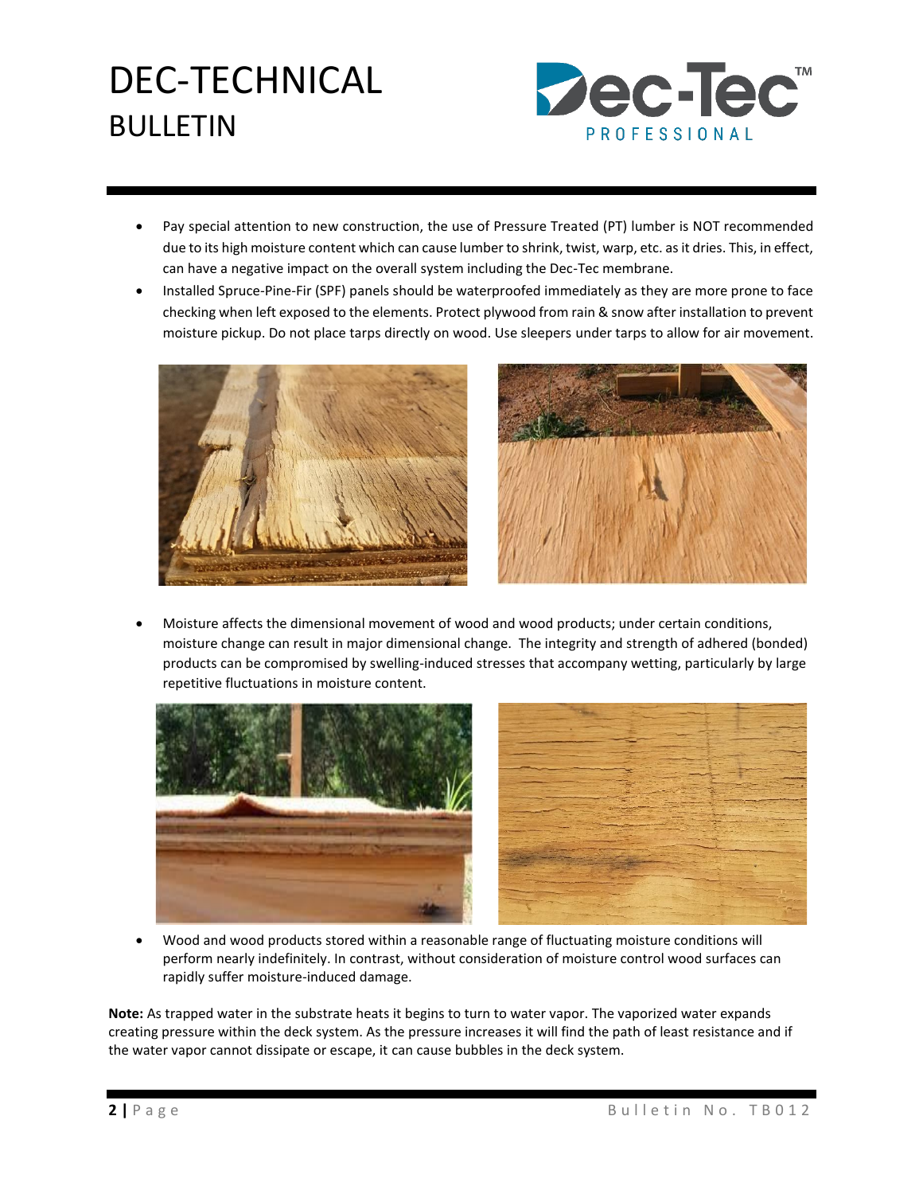- Pay special attention to new construction, the use of Pressure Treated (PT) lumber is NOT recommended due to its high moisture content which can cause lumber to shrink, twist, warp, etc. as it dries. This, in effect, can have a negative impact on the overall system including the Dec-Tec membrane.
- Installed Spruce-Pine-Fir (SPF) panels should be waterproofed immediately as they are more prone to face checking when left exposed to the elements. Protect plywood from rain & snow after installation to prevent moisture pickup. Do not place tarps directly on wood. Use sleepers under tarps to allow for air movement.

- Moisture affects the dimensional movement of wood and wood products; under certain conditions, moisture change can result in major dimensional change. The integrity and strength of adhered (bonded) products can be compromised by swelling-induced stresses that accompany wetting, particularly by large repetitive fluctuations in moisture content.

- Wood and wood products stored within a reasonable range of fluctuating moisture conditions will perform nearly indefinitely. In contrast, without consideration of moisture control wood surfaces can rapidly suffer moisture-induced damage.

**Note:** As trapped water in the substrate heats it begins to turn to water vapor. The vaporized water expands creating pressure within the deck system. As the pressure increases it will find the path of least resistance and if the water vapor cannot dissipate or escape, it can cause bubbles in the deck system.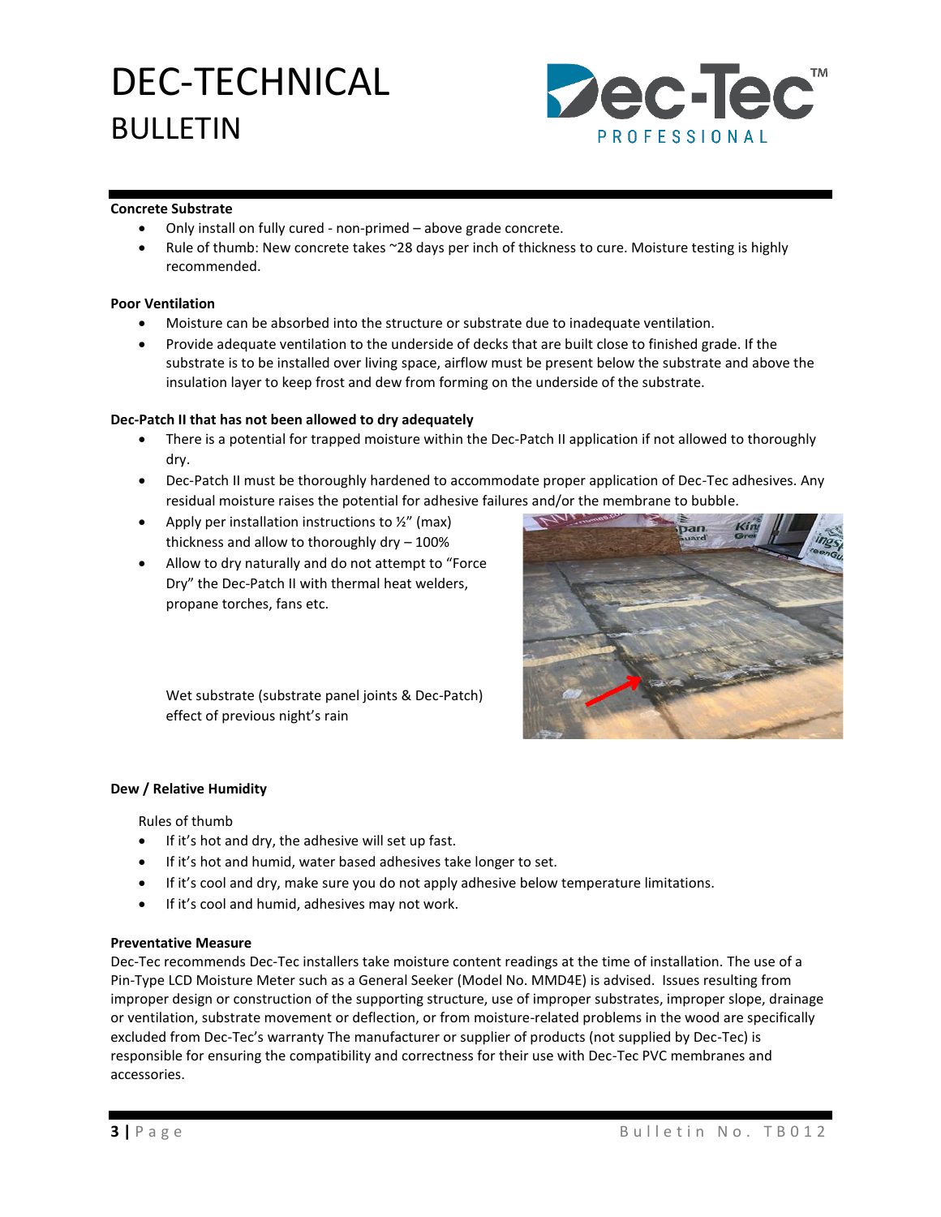### Concrete Substrate

- Only install on fully cured - non-primed – above grade concrete.
- Rule of thumb: New concrete takes ~28 days per inch of thickness to cure. Moisture testing is highly recommended.

### Poor Ventilation

- Moisture can be absorbed into the structure or substrate due to inadequate ventilation.
- Provide adequate ventilation to the underside of decks that are built close to finished grade. If the substrate is to be installed over living space, airflow must be present below the substrate and above the insulation layer to keep frost and dew from forming on the underside of the substrate.

### Dec-Patch II that has not been allowed to dry adequately

- There is a potential for trapped moisture within the Dec-Patch II application if not allowed to thoroughly dry.
- Dec-Patch II must be thoroughly hardened to accommodate proper application of Dec-Tec adhesives. Any residual moisture raises the potential for adhesive failures and/or the membrane to bubble.
- Apply per installation instructions to ½" (max) thickness and allow to thoroughly dry – 100%
- Allow to dry naturally and do not attempt to "Force Dry" the Dec-Patch II with thermal heat welders, propane torches, fans etc.

Wet substrate (substrate panel joints & Dec-Patch) effect of previous night's rain

### Dew / Relative Humidity

Rules of thumb

- If it's hot and dry, the adhesive will set up fast.
- If it's hot and humid, water based adhesives take longer to set.
- If it's cool and dry, make sure you do not apply adhesive below temperature limitations.
- If it's cool and humid, adhesives may not work.

### Preventative Measure

Dec-Tec recommends Dec-Tec installers take moisture content readings at the time of installation. The use of a Pin-Type LCD Moisture Meter such as a General Seeker (Model No. MMD4E) is advised. Issues resulting from improper design or construction of the supporting structure, use of improper substrates, improper slope, drainage or ventilation, substrate movement or deflection, or from moisture-related problems in the wood are specifically excluded from Dec-Tec's warranty The manufacturer or supplier of products (not supplied by Dec-Tec) is responsible for ensuring the compatibility and correctness for their use with Dec-Tec PVC membranes and accessories.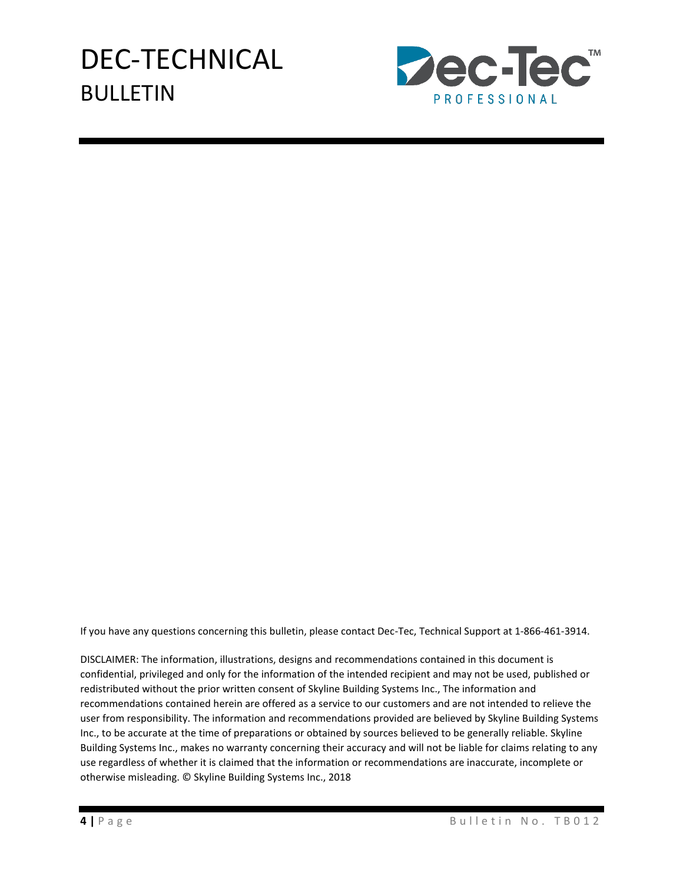If you have any questions concerning this bulletin, please contact Dec-Tec, Technical Support at 1-866-461-3914.

DISCLAIMER: The information, illustrations, designs and recommendations contained in this document is confidential, privileged and only for the information of the intended recipient and may not be used, published or redistributed without the prior written consent of Skyline Building Systems Inc., The information and recommendations contained herein are offered as a service to our customers and are not intended to relieve the user from responsibility. The information and recommendations provided are believed by Skyline Building Systems Inc., to be accurate at the time of preparations or obtained by sources believed to be generally reliable. Skyline Building Systems Inc., makes no warranty concerning their accuracy and will not be liable for claims relating to any use regardless of whether it is claimed that the information or recommendations are inaccurate, incomplete or otherwise misleading. © Skyline Building Systems Inc., 2018